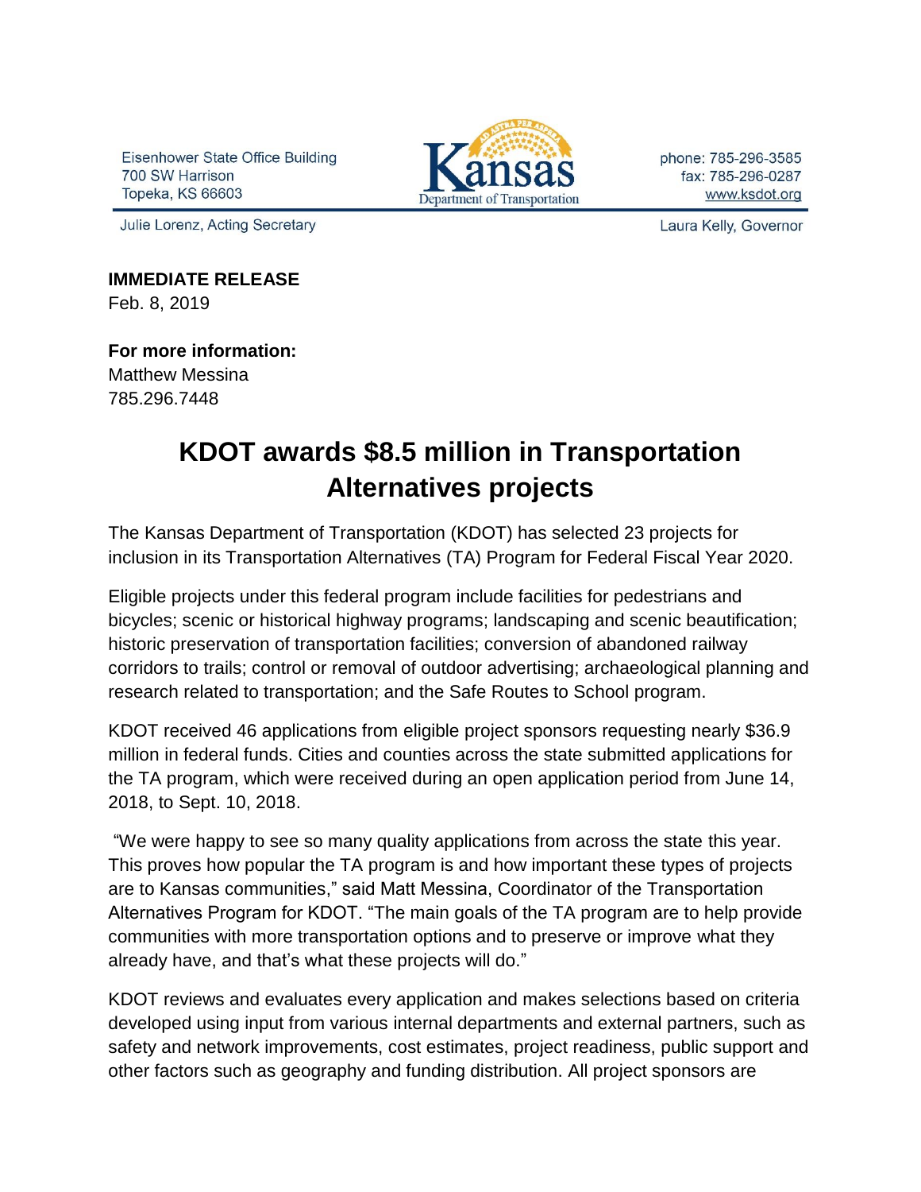Eisenhower State Office Building
700 SW Harrison
Topeka, KS 66603

Kansas Department of Transportation

phone: 785-296-3585
fax: 785-296-0287
www.ksdot.org

Julie Lorenz, Acting Secretary

Laura Kelly, Governor

**IMMEDIATE RELEASE**
Feb. 8, 2019

**For more information:**
Matthew Messina
785.296.7448

# KDOT awards $8.5 million in Transportation Alternatives projects

The Kansas Department of Transportation (KDOT) has selected 23 projects for inclusion in its Transportation Alternatives (TA) Program for Federal Fiscal Year 2020.

Eligible projects under this federal program include facilities for pedestrians and bicycles; scenic or historical highway programs; landscaping and scenic beautification; historic preservation of transportation facilities; conversion of abandoned railway corridors to trails; control or removal of outdoor advertising; archaeological planning and research related to transportation; and the Safe Routes to School program.

KDOT received 46 applications from eligible project sponsors requesting nearly $36.9 million in federal funds. Cities and counties across the state submitted applications for the TA program, which were received during an open application period from June 14, 2018, to Sept. 10, 2018.

"We were happy to see so many quality applications from across the state this year. This proves how popular the TA program is and how important these types of projects are to Kansas communities," said Matt Messina, Coordinator of the Transportation Alternatives Program for KDOT. "The main goals of the TA program are to help provide communities with more transportation options and to preserve or improve what they already have, and that's what these projects will do."

KDOT reviews and evaluates every application and makes selections based on criteria developed using input from various internal departments and external partners, such as safety and network improvements, cost estimates, project readiness, public support and other factors such as geography and funding distribution. All project sponsors are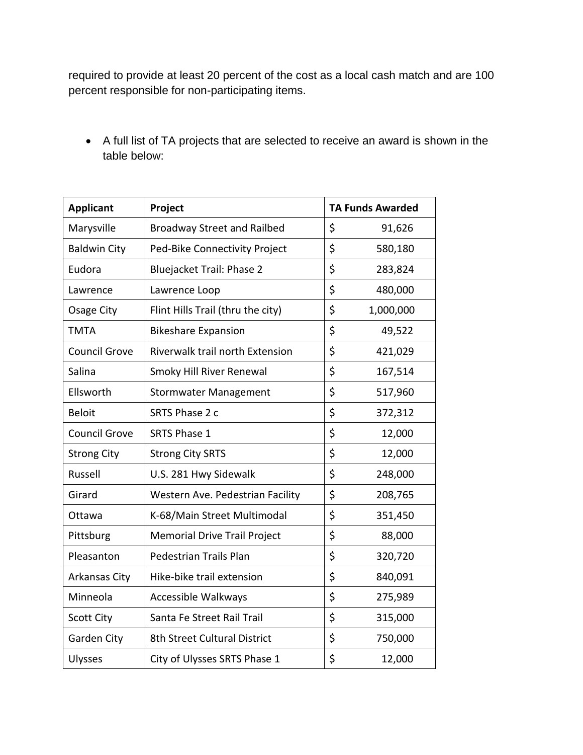required to provide at least 20 percent of the cost as a local cash match and are 100 percent responsible for non-participating items.

- A full list of TA projects that are selected to receive an award is shown in the table below:

| Applicant | Project | TA Funds Awarded |
|---|---|---|
| Marysville | Broadway Street and Railbed | $ 91,626 |
| Baldwin City | Ped-Bike Connectivity Project | $ 580,180 |
| Eudora | Bluejacket Trail: Phase 2 | $ 283,824 |
| Lawrence | Lawrence Loop | $ 480,000 |
| Osage City | Flint Hills Trail (thru the city) | $ 1,000,000 |
| TMTA | Bikeshare Expansion | $ 49,522 |
| Council Grove | Riverwalk trail north Extension | $ 421,029 |
| Salina | Smoky Hill River Renewal | $ 167,514 |
| Ellsworth | Stormwater Management | $ 517,960 |
| Beloit | SRTS Phase 2 c | $ 372,312 |
| Council Grove | SRTS Phase 1 | $ 12,000 |
| Strong City | Strong City SRTS | $ 12,000 |
| Russell | U.S. 281 Hwy Sidewalk | $ 248,000 |
| Girard | Western Ave. Pedestrian Facility | $ 208,765 |
| Ottawa | K-68/Main Street Multimodal | $ 351,450 |
| Pittsburg | Memorial Drive Trail Project | $ 88,000 |
| Pleasanton | Pedestrian Trails Plan | $ 320,720 |
| Arkansas City | Hike-bike trail extension | $ 840,091 |
| Minneola | Accessible Walkways | $ 275,989 |
| Scott City | Santa Fe Street Rail Trail | $ 315,000 |
| Garden City | 8th Street Cultural District | $ 750,000 |
| Ulysses | City of Ulysses SRTS Phase 1 | $ 12,000 |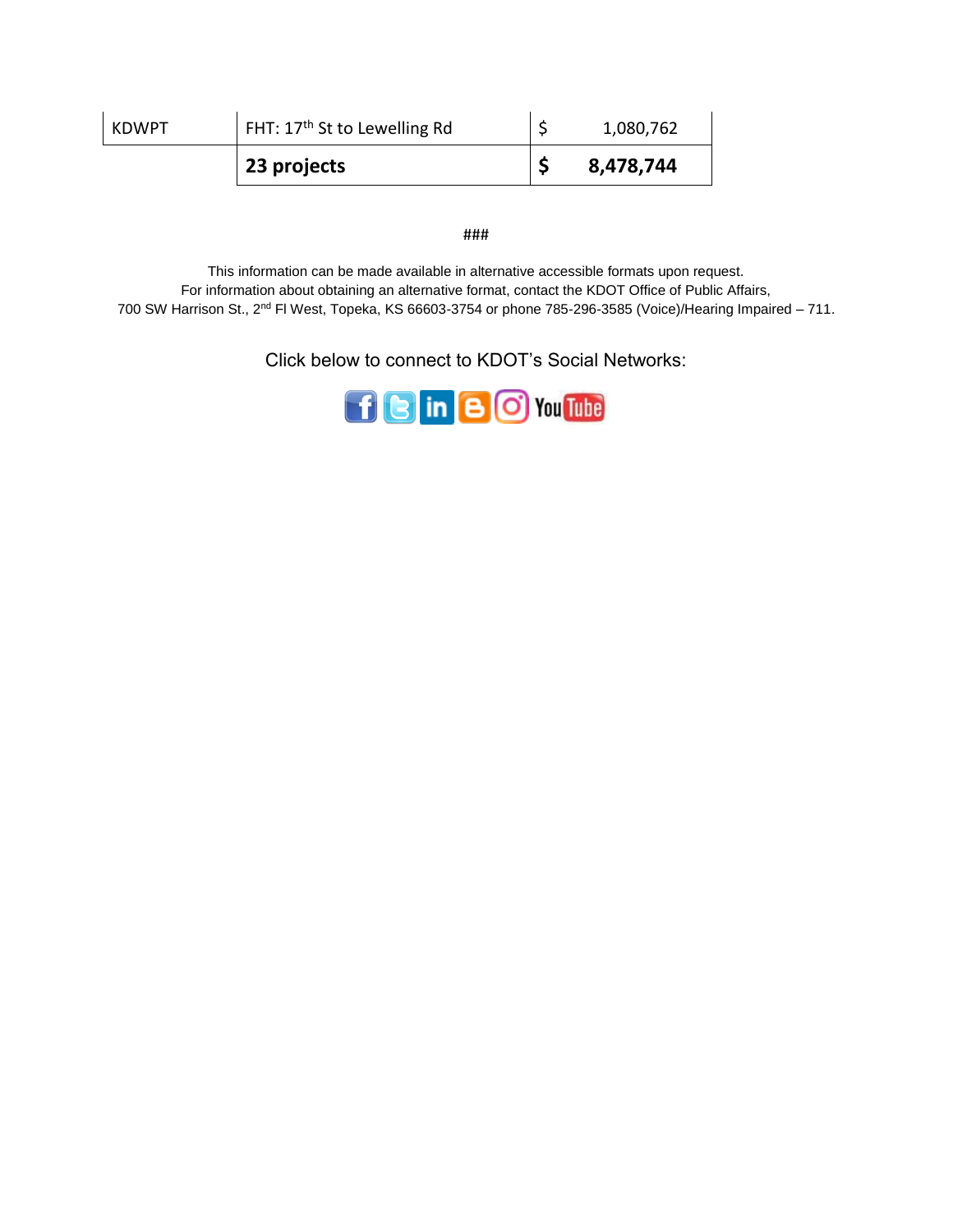| | | | |
|---|---|---|---|
| KDWPT | FHT: 17th St to Lewelling Rd | $ | 1,080,762 |
| | **23 projects** | **$** | **8,478,744** |

###

This information can be made available in alternative accessible formats upon request. For information about obtaining an alternative format, contact the KDOT Office of Public Affairs, 700 SW Harrison St., 2nd Fl West, Topeka, KS 66603-3754 or phone 785-296-3585 (Voice)/Hearing Impaired – 711.

Click below to connect to KDOT's Social Networks: